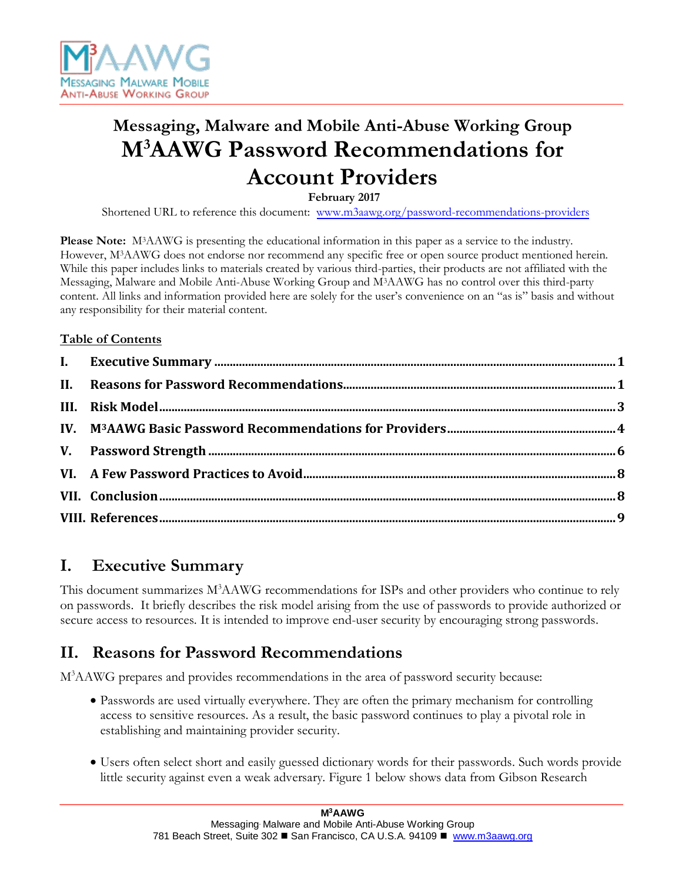# Messaging, Malware and Mobile Anti-Abuse Working Group

# M[3]AAWG Password Recommendations for Account Providers

**February 2017**

Shortened URL to reference this document: www.m3aawg.org/password-recommendations-providers

**Please Note:** M[3]AAWG is presenting the educational information in this paper as a service to the industry. However, M[3]AAWG does not endorse nor recommend any specific free or open source product mentioned herein. While this paper includes links to materials created by various third-parties, their products are not affiliated with the Messaging, Malware and Mobile Anti-Abuse Working Group and M[3]AAWG has no control over this third-party content. All links and information provided here are solely for the user's convenience on an "as is" basis and without any responsibility for their material content.

**Table of Contents**

| | | |
|---|---|---|
| I. | Executive Summary | 1 |
| II. | Reasons for Password Recommendations | 1 |
| III. | Risk Model | 3 |
| IV. | M[3]AAWG Basic Password Recommendations for Providers | 4 |
| V. | Password Strength | 6 |
| VI. | A Few Password Practices to Avoid | 8 |
| VII. | Conclusion | 8 |
| VIII. | References | 9 |

## I. Executive Summary

This document summarizes M[3]AAWG recommendations for ISPs and other providers who continue to rely on passwords. It briefly describes the risk model arising from the use of passwords to provide authorized or secure access to resources. It is intended to improve end-user security by encouraging strong passwords.

## II. Reasons for Password Recommendations

M[3]AAWG prepares and provides recommendations in the area of password security because:

- Passwords are used virtually everywhere. They are often the primary mechanism for controlling access to sensitive resources. As a result, the basic password continues to play a pivotal role in establishing and maintaining provider security.
- Users often select short and easily guessed dictionary words for their passwords. Such words provide little security against even a weak adversary. Figure 1 below shows data from Gibson Research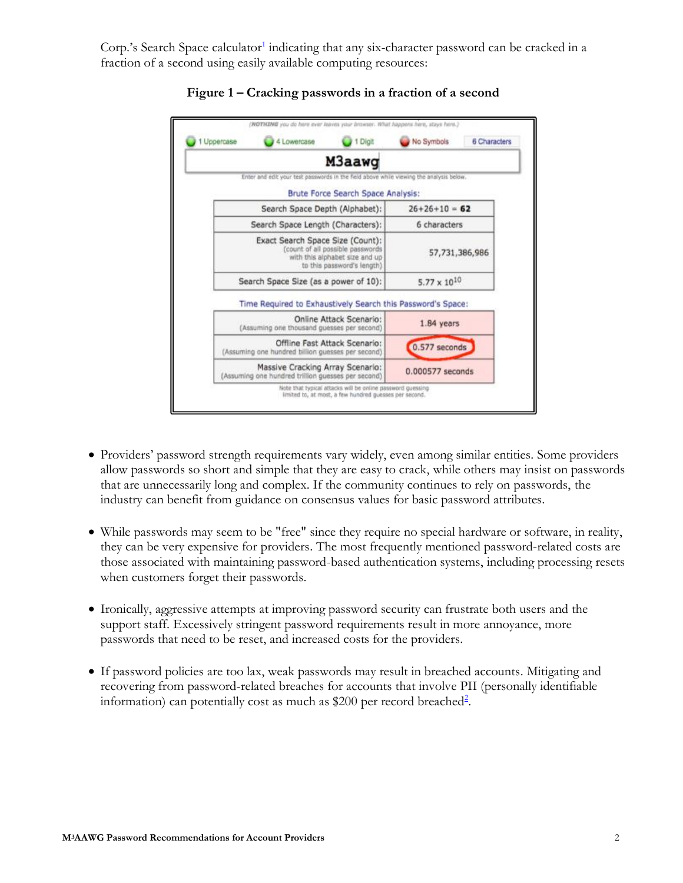Corp.'s Search Space calculator[1] indicating that any six-character password can be cracked in a fraction of a second using easily available computing resources:

**Figure 1 – Cracking passwords in a fraction of a second**

(NOTHING you do here ever leaves your browser. What happens here, stays here.)

1 Uppercase | 4 Lowercase | 1 Digit | No Symbols | 6 Characters

**M3aawg**

Enter and edit your test passwords in the field above while viewing the analysis below.

Brute Force Search Space Analysis:

| | |
|---|---|
| Search Space Depth (Alphabet): | 26+26+10 = **62** |
| Search Space Length (Characters): | 6 characters |
| Exact Search Space Size (Count): (count of all possible passwords with this alphabet size and up to this password's length) | 57,731,386,986 |
| Search Space Size (as a power of 10): | $5.77 \times 10^{10}$ |

Time Required to Exhaustively Search this Password's Space:

| | |
|---|---|
| Online Attack Scenario: (Assuming one thousand guesses per second) | 1.84 years |
| Offline Fast Attack Scenario: (Assuming one hundred billion guesses per second) | 0.577 seconds |
| Massive Cracking Array Scenario: (Assuming one hundred trillion guesses per second) | 0.000577 seconds |

Note that typical attacks will be online password guessing limited to, at most, a few hundred guesses per second.

- Providers' password strength requirements vary widely, even among similar entities. Some providers allow passwords so short and simple that they are easy to crack, while others may insist on passwords that are unnecessarily long and complex. If the community continues to rely on passwords, the industry can benefit from guidance on consensus values for basic password attributes.

- While passwords may seem to be "free" since they require no special hardware or software, in reality, they can be very expensive for providers. The most frequently mentioned password-related costs are those associated with maintaining password-based authentication systems, including processing resets when customers forget their passwords.

- Ironically, aggressive attempts at improving password security can frustrate both users and the support staff. Excessively stringent password requirements result in more annoyance, more passwords that need to be reset, and increased costs for the providers.

- If password policies are too lax, weak passwords may result in breached accounts. Mitigating and recovering from password-related breaches for accounts that involve PII (personally identifiable information) can potentially cost as much as $200 per record breached[2].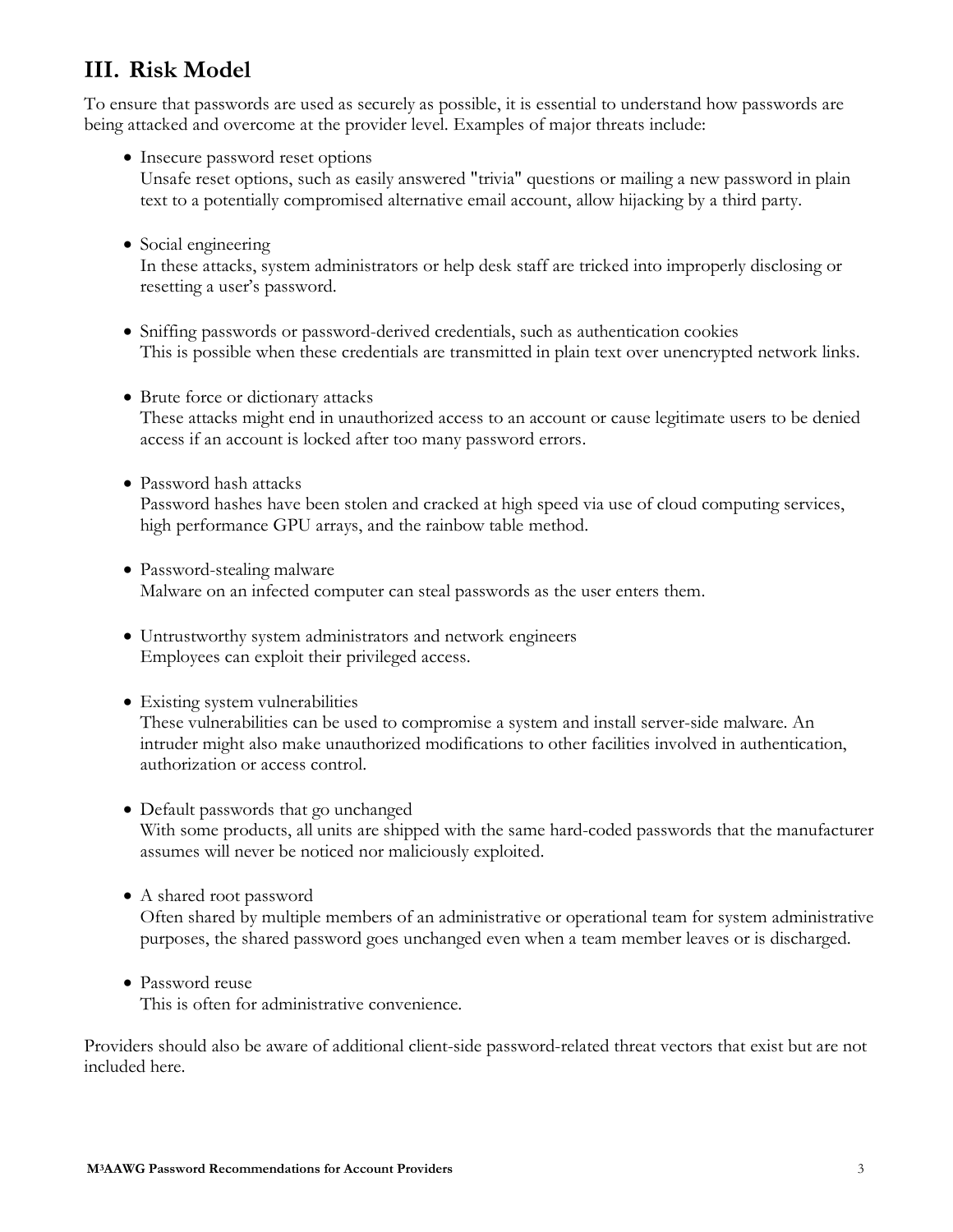## III. Risk Model

To ensure that passwords are used as securely as possible, it is essential to understand how passwords are being attacked and overcome at the provider level. Examples of major threats include:

- Insecure password reset options
  Unsafe reset options, such as easily answered "trivia" questions or mailing a new password in plain text to a potentially compromised alternative email account, allow hijacking by a third party.

- Social engineering
  In these attacks, system administrators or help desk staff are tricked into improperly disclosing or resetting a user's password.

- Sniffing passwords or password-derived credentials, such as authentication cookies
  This is possible when these credentials are transmitted in plain text over unencrypted network links.

- Brute force or dictionary attacks
  These attacks might end in unauthorized access to an account or cause legitimate users to be denied access if an account is locked after too many password errors.

- Password hash attacks
  Password hashes have been stolen and cracked at high speed via use of cloud computing services, high performance GPU arrays, and the rainbow table method.

- Password-stealing malware
  Malware on an infected computer can steal passwords as the user enters them.

- Untrustworthy system administrators and network engineers
  Employees can exploit their privileged access.

- Existing system vulnerabilities
  These vulnerabilities can be used to compromise a system and install server-side malware. An intruder might also make unauthorized modifications to other facilities involved in authentication, authorization or access control.

- Default passwords that go unchanged
  With some products, all units are shipped with the same hard-coded passwords that the manufacturer assumes will never be noticed nor maliciously exploited.

- A shared root password
  Often shared by multiple members of an administrative or operational team for system administrative purposes, the shared password goes unchanged even when a team member leaves or is discharged.

- Password reuse
  This is often for administrative convenience.

Providers should also be aware of additional client-side password-related threat vectors that exist but are not included here.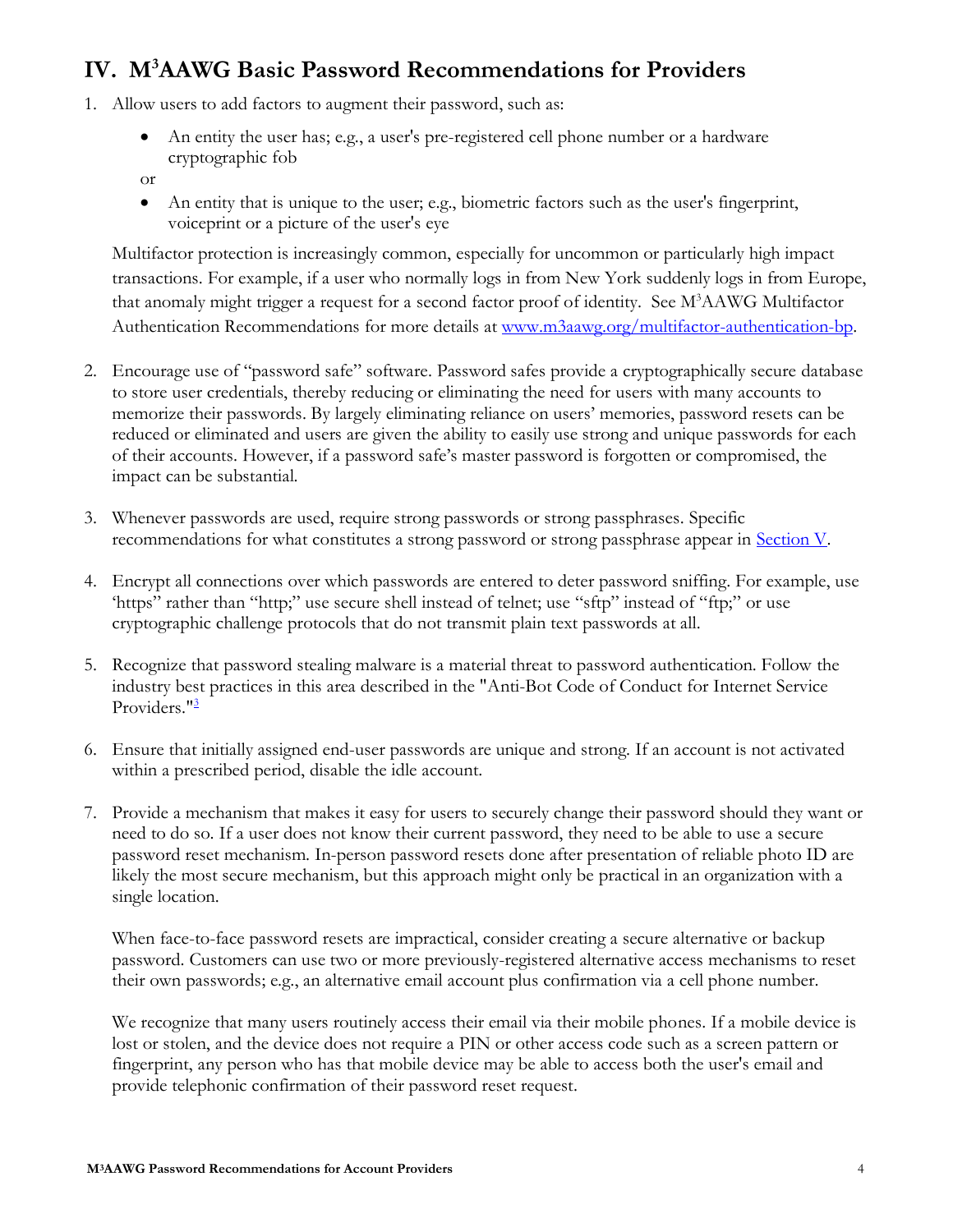## IV. M3AAWG Basic Password Recommendations for Providers

1. Allow users to add factors to augment their password, such as:

   - An entity the user has; e.g., a user's pre-registered cell phone number or a hardware cryptographic fob

   or

   - An entity that is unique to the user; e.g., biometric factors such as the user's fingerprint, voiceprint or a picture of the user's eye

   Multifactor protection is increasingly common, especially for uncommon or particularly high impact transactions. For example, if a user who normally logs in from New York suddenly logs in from Europe, that anomaly might trigger a request for a second factor proof of identity. See M3AAWG Multifactor Authentication Recommendations for more details at www.m3aawg.org/multifactor-authentication-bp.

2. Encourage use of "password safe" software. Password safes provide a cryptographically secure database to store user credentials, thereby reducing or eliminating the need for users with many accounts to memorize their passwords. By largely eliminating reliance on users' memories, password resets can be reduced or eliminated and users are given the ability to easily use strong and unique passwords for each of their accounts. However, if a password safe's master password is forgotten or compromised, the impact can be substantial.

3. Whenever passwords are used, require strong passwords or strong passphrases. Specific recommendations for what constitutes a strong password or strong passphrase appear in Section V.

4. Encrypt all connections over which passwords are entered to deter password sniffing. For example, use 'https" rather than "http;" use secure shell instead of telnet; use "sftp" instead of "ftp;" or use cryptographic challenge protocols that do not transmit plain text passwords at all.

5. Recognize that password stealing malware is a material threat to password authentication. Follow the industry best practices in this area described in the "Anti-Bot Code of Conduct for Internet Service Providers."[3]

6. Ensure that initially assigned end-user passwords are unique and strong. If an account is not activated within a prescribed period, disable the idle account.

7. Provide a mechanism that makes it easy for users to securely change their password should they want or need to do so. If a user does not know their current password, they need to be able to use a secure password reset mechanism. In-person password resets done after presentation of reliable photo ID are likely the most secure mechanism, but this approach might only be practical in an organization with a single location.

   When face-to-face password resets are impractical, consider creating a secure alternative or backup password. Customers can use two or more previously-registered alternative access mechanisms to reset their own passwords; e.g., an alternative email account plus confirmation via a cell phone number.

   We recognize that many users routinely access their email via their mobile phones. If a mobile device is lost or stolen, and the device does not require a PIN or other access code such as a screen pattern or fingerprint, any person who has that mobile device may be able to access both the user's email and provide telephonic confirmation of their password reset request.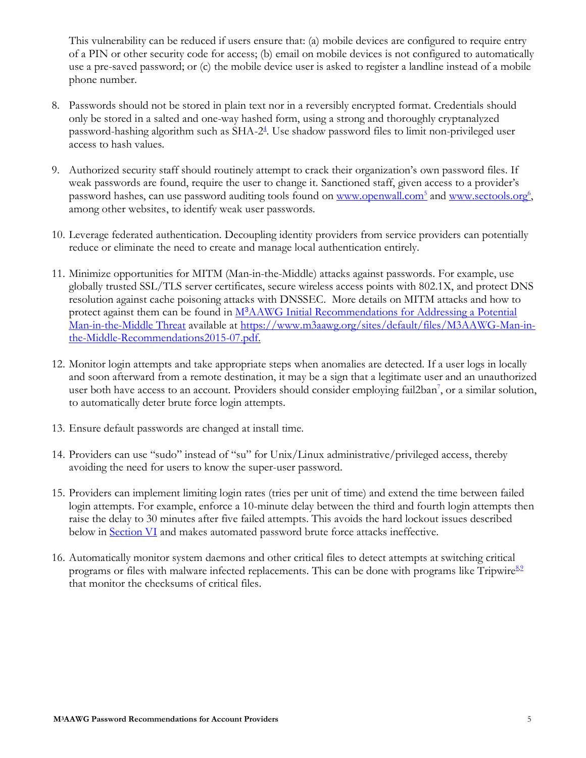This vulnerability can be reduced if users ensure that: (a) mobile devices are configured to require entry of a PIN or other security code for access; (b) email on mobile devices is not configured to automatically use a pre-saved password; or (c) the mobile device user is asked to register a landline instead of a mobile phone number.

8. Passwords should not be stored in plain text nor in a reversibly encrypted format. Credentials should only be stored in a salted and one-way hashed form, using a strong and thoroughly cryptanalyzed password-hashing algorithm such as SHA-2[4]. Use shadow password files to limit non-privileged user access to hash values.

9. Authorized security staff should routinely attempt to crack their organization's own password files. If weak passwords are found, require the user to change it. Sanctioned staff, given access to a provider's password hashes, can use password auditing tools found on www.openwall.com[5] and www.sectools.org[6], among other websites, to identify weak user passwords.

10. Leverage federated authentication. Decoupling identity providers from service providers can potentially reduce or eliminate the need to create and manage local authentication entirely.

11. Minimize opportunities for MITM (Man-in-the-Middle) attacks against passwords. For example, use globally trusted SSL/TLS server certificates, secure wireless access points with 802.1X, and protect DNS resolution against cache poisoning attacks with DNSSEC. More details on MITM attacks and how to protect against them can be found in M³AAWG Initial Recommendations for Addressing a Potential Man-in-the-Middle Threat available at https://www.m3aawg.org/sites/default/files/M3AAWG-Man-in-the-Middle-Recommendations2015-07.pdf.

12. Monitor login attempts and take appropriate steps when anomalies are detected. If a user logs in locally and soon afterward from a remote destination, it may be a sign that a legitimate user and an unauthorized user both have access to an account. Providers should consider employing fail2ban[7], or a similar solution, to automatically deter brute force login attempts.

13. Ensure default passwords are changed at install time.

14. Providers can use "sudo" instead of "su" for Unix/Linux administrative/privileged access, thereby avoiding the need for users to know the super-user password.

15. Providers can implement limiting login rates (tries per unit of time) and extend the time between failed login attempts. For example, enforce a 10-minute delay between the third and fourth login attempts then raise the delay to 30 minutes after five failed attempts. This avoids the hard lockout issues described below in Section VI and makes automated password brute force attacks ineffective.

16. Automatically monitor system daemons and other critical files to detect attempts at switching critical programs or files with malware infected replacements. This can be done with programs like Tripwire[8,9] that monitor the checksums of critical files.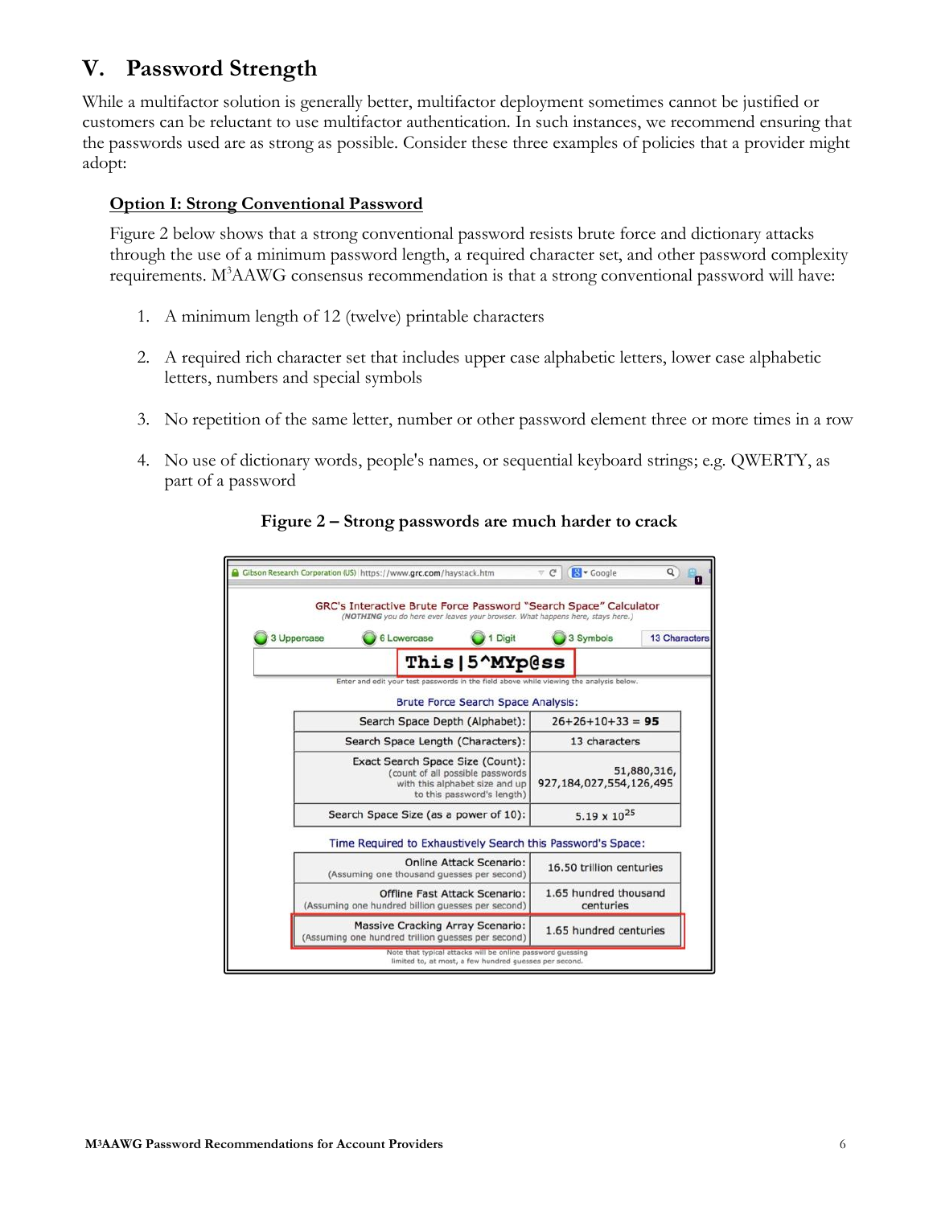## V. Password Strength

While a multifactor solution is generally better, multifactor deployment sometimes cannot be justified or customers can be reluctant to use multifactor authentication. In such instances, we recommend ensuring that the passwords used are as strong as possible. Consider these three examples of policies that a provider might adopt:

### Option I: Strong Conventional Password

Figure 2 below shows that a strong conventional password resists brute force and dictionary attacks through the use of a minimum password length, a required character set, and other password complexity requirements. M[3]AAWG consensus recommendation is that a strong conventional password will have:

1. A minimum length of 12 (twelve) printable characters
2. A required rich character set that includes upper case alphabetic letters, lower case alphabetic letters, numbers and special symbols
3. No repetition of the same letter, number or other password element three or more times in a row
4. No use of dictionary words, people's names, or sequential keyboard strings; e.g. QWERTY, as part of a password

**Figure 2 – Strong passwords are much harder to crack**

GRC's Interactive Brute Force Password "Search Space" Calculator

(*NOTHING* you do here ever leaves your browser. What happens here, stays here.)

3 Uppercase | 6 Lowercase | 1 Digit | 3 Symbols | 13 Characters

**This|5^MYp@ss**

Enter and edit your test passwords in the field above while viewing the analysis below.

Brute Force Search Space Analysis:

| | |
|---|---|
| Search Space Depth (Alphabet): | 26+26+10+33 = **95** |
| Search Space Length (Characters): | 13 characters |
| Exact Search Space Size (Count): (count of all possible passwords with this alphabet size and up to this password's length) | 51,880,316, 927,184,027,554,126,495 |
| Search Space Size (as a power of 10): | $5.19 \times 10^{25}$ |

Time Required to Exhaustively Search this Password's Space:

| | |
|---|---|
| Online Attack Scenario: (Assuming one thousand guesses per second) | 16.50 trillion centuries |
| Offline Fast Attack Scenario: (Assuming one hundred billion guesses per second) | 1.65 hundred thousand centuries |
| Massive Cracking Array Scenario: (Assuming one hundred trillion guesses per second) | 1.65 hundred centuries |

Note that typical attacks will be online password guessing limited to, at most, a few hundred guesses per second.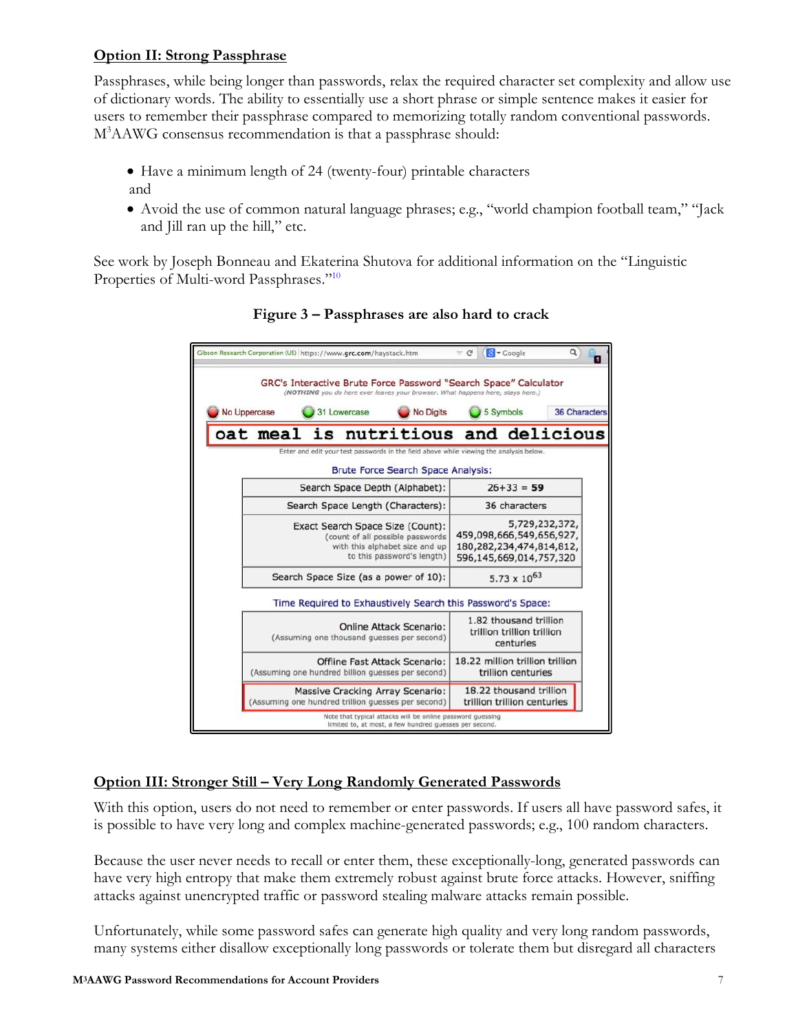**Option II: Strong Passphrase**

Passphrases, while being longer than passwords, relax the required character set complexity and allow use of dictionary words. The ability to essentially use a short phrase or simple sentence makes it easier for users to remember their passphrase compared to memorizing totally random conventional passwords. M³AAWG consensus recommendation is that a passphrase should:

- Have a minimum length of 24 (twenty-four) printable characters

and

- Avoid the use of common natural language phrases; e.g., "world champion football team," "Jack and Jill ran up the hill," etc.

See work by Joseph Bonneau and Ekaterina Shutova for additional information on the "Linguistic Properties of Multi-word Passphrases."[10]

**Figure 3 – Passphrases are also hard to crack**

GRC's Interactive Brute Force Password "Search Space" Calculator

(*NOTHING you do here ever leaves your browser. What happens here, stays here.*)

No Uppercase | 31 Lowercase | No Digits | 5 Symbols | 36 Characters

`oat meal is nutritious and delicious`

Enter and edit your test passwords in the field above while viewing the analysis below.

Brute Force Search Space Analysis:

| | |
|---|---|
| Search Space Depth (Alphabet): | 26+33 = **59** |
| Search Space Length (Characters): | 36 characters |
| Exact Search Space Size (Count): (count of all possible passwords with this alphabet size and up to this password's length) | 5,729,232,372, 459,098,666,549,656,927, 180,282,234,474,814,812, 596,145,669,014,757,320 |
| Search Space Size (as a power of 10): | $5.73 \times 10^{63}$ |

Time Required to Exhaustively Search this Password's Space:

| | |
|---|---|
| Online Attack Scenario: (Assuming one thousand guesses per second) | 1.82 thousand trillion trillion trillion trillion centuries |
| Offline Fast Attack Scenario: (Assuming one hundred billion guesses per second) | 18.22 million trillion trillion trillion centuries |
| Massive Cracking Array Scenario: (Assuming one hundred trillion guesses per second) | 18.22 thousand trillion trillion trillion centuries |

Note that typical attacks will be online password guessing limited to, at most, a few hundred guesses per second.

**Option III: Stronger Still – Very Long Randomly Generated Passwords**

With this option, users do not need to remember or enter passwords. If users all have password safes, it is possible to have very long and complex machine-generated passwords; e.g., 100 random characters.

Because the user never needs to recall or enter them, these exceptionally-long, generated passwords can have very high entropy that make them extremely robust against brute force attacks. However, sniffing attacks against unencrypted traffic or password stealing malware attacks remain possible.

Unfortunately, while some password safes can generate high quality and very long random passwords, many systems either disallow exceptionally long passwords or tolerate them but disregard all characters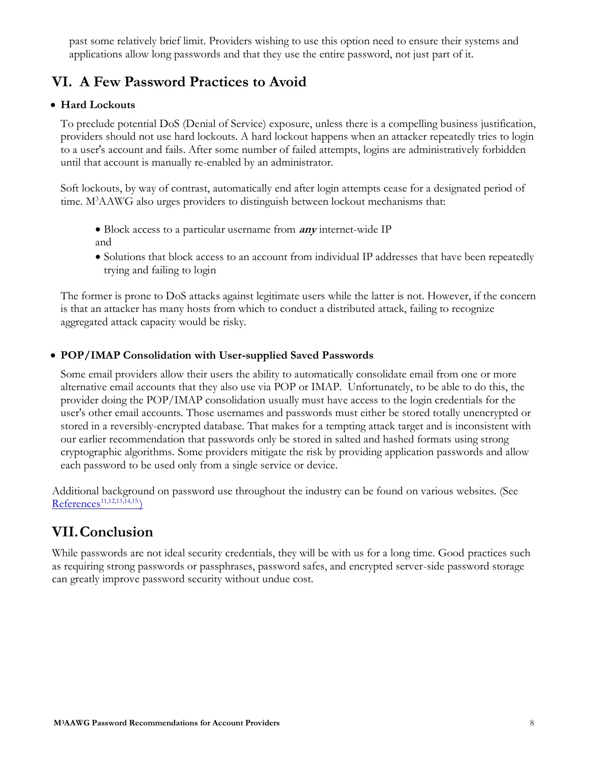past some relatively brief limit. Providers wishing to use this option need to ensure their systems and applications allow long passwords and that they use the entire password, not just part of it.

## VI. A Few Password Practices to Avoid

- **Hard Lockouts**

  To preclude potential DoS (Denial of Service) exposure, unless there is a compelling business justification, providers should not use hard lockouts. A hard lockout happens when an attacker repeatedly tries to login to a user's account and fails. After some number of failed attempts, logins are administratively forbidden until that account is manually re-enabled by an administrator.

  Soft lockouts, by way of contrast, automatically end after login attempts cease for a designated period of time. M³AAWG also urges providers to distinguish between lockout mechanisms that:

  - Block access to a particular username from ***any*** internet-wide IP

    and

  - Solutions that block access to an account from individual IP addresses that have been repeatedly trying and failing to login

  The former is prone to DoS attacks against legitimate users while the latter is not. However, if the concern is that an attacker has many hosts from which to conduct a distributed attack, failing to recognize aggregated attack capacity would be risky.

- **POP/IMAP Consolidation with User-supplied Saved Passwords**

  Some email providers allow their users the ability to automatically consolidate email from one or more alternative email accounts that they also use via POP or IMAP. Unfortunately, to be able to do this, the provider doing the POP/IMAP consolidation usually must have access to the login credentials for the user's other email accounts. Those usernames and passwords must either be stored totally unencrypted or stored in a reversibly-encrypted database. That makes for a tempting attack target and is inconsistent with our earlier recommendation that passwords only be stored in salted and hashed formats using strong cryptographic algorithms. Some providers mitigate the risk by providing application passwords and allow each password to be used only from a single service or device.

Additional background on password use throughout the industry can be found on various websites. (See References[11,12,13,14,15.])

## VII. Conclusion

While passwords are not ideal security credentials, they will be with us for a long time. Good practices such as requiring strong passwords or passphrases, password safes, and encrypted server-side password storage can greatly improve password security without undue cost.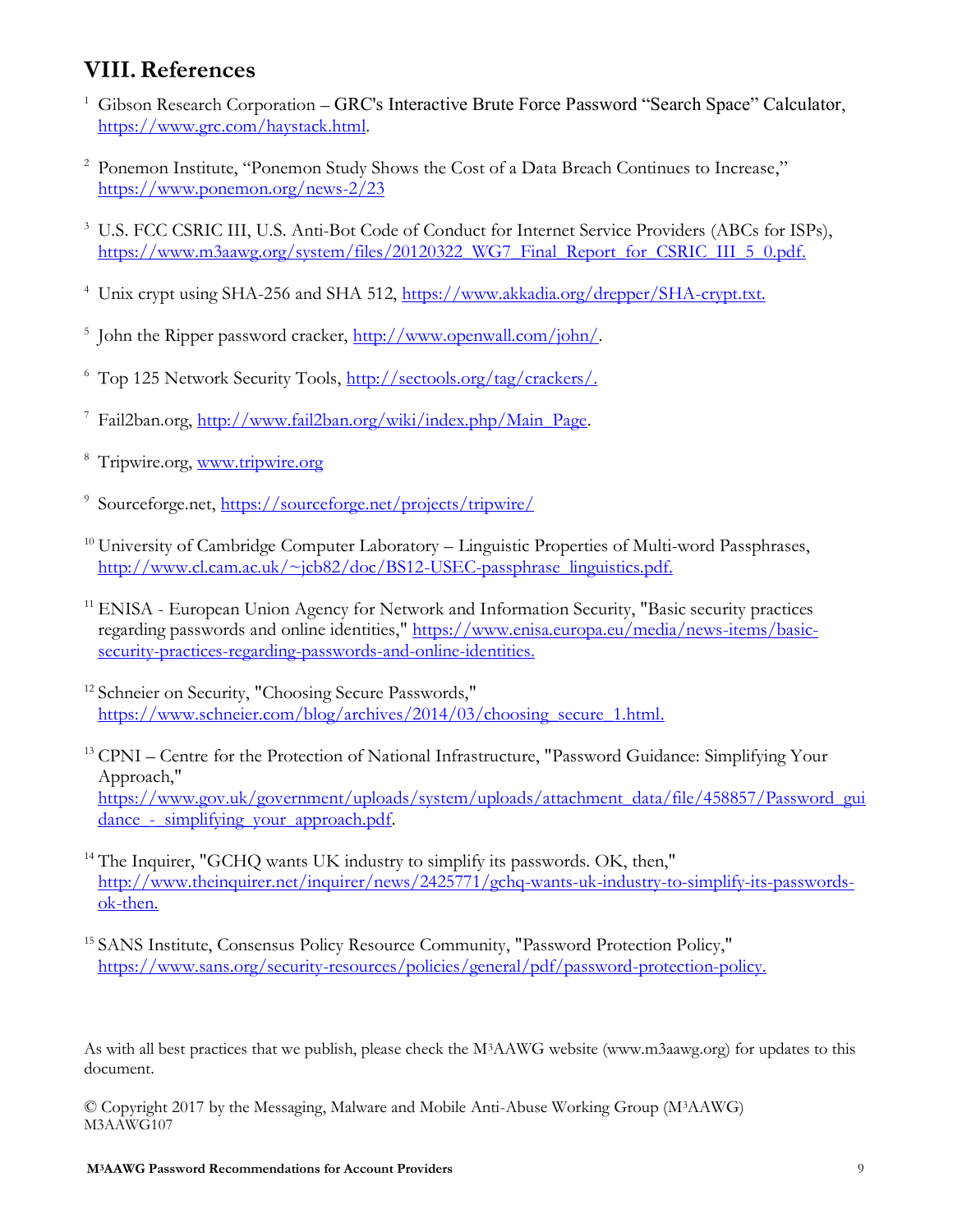## VIII. References

[1] Gibson Research Corporation – GRC's Interactive Brute Force Password "Search Space" Calculator, https://www.grc.com/haystack.html.

[2] Ponemon Institute, "Ponemon Study Shows the Cost of a Data Breach Continues to Increase," https://www.ponemon.org/news-2/23

[3] U.S. FCC CSRIC III, U.S. Anti-Bot Code of Conduct for Internet Service Providers (ABCs for ISPs), https://www.m3aawg.org/system/files/20120322_WG7_Final_Report_for_CSRIC_III_5_0.pdf.

[4] Unix crypt using SHA-256 and SHA 512, https://www.akkadia.org/drepper/SHA-crypt.txt.

[5] John the Ripper password cracker, http://www.openwall.com/john/.

[6] Top 125 Network Security Tools, http://sectools.org/tag/crackers/.

[7] Fail2ban.org, http://www.fail2ban.org/wiki/index.php/Main_Page.

[8] Tripwire.org, www.tripwire.org

[9] Sourceforge.net, https://sourceforge.net/projects/tripwire/

[10] University of Cambridge Computer Laboratory – Linguistic Properties of Multi-word Passphrases, http://www.cl.cam.ac.uk/~jcb82/doc/BS12-USEC-passphrase_linguistics.pdf.

[11] ENISA - European Union Agency for Network and Information Security, "Basic security practices regarding passwords and online identities," https://www.enisa.europa.eu/media/news-items/basic-security-practices-regarding-passwords-and-online-identities.

[12] Schneier on Security, "Choosing Secure Passwords," https://www.schneier.com/blog/archives/2014/03/choosing_secure_1.html.

[13] CPNI – Centre for the Protection of National Infrastructure, "Password Guidance: Simplifying Your Approach," https://www.gov.uk/government/uploads/system/uploads/attachment_data/file/458857/Password_guidance_-_simplifying_your_approach.pdf.

[14] The Inquirer, "GCHQ wants UK industry to simplify its passwords. OK, then," http://www.theinquirer.net/inquirer/news/2425771/gchq-wants-uk-industry-to-simplify-its-passwords-ok-then.

[15] SANS Institute, Consensus Policy Resource Community, "Password Protection Policy," https://www.sans.org/security-resources/policies/general/pdf/password-protection-policy.

As with all best practices that we publish, please check the M3AAWG website (www.m3aawg.org) for updates to this document.

© Copyright 2017 by the Messaging, Malware and Mobile Anti-Abuse Working Group (M3AAWG)
M3AAWG107